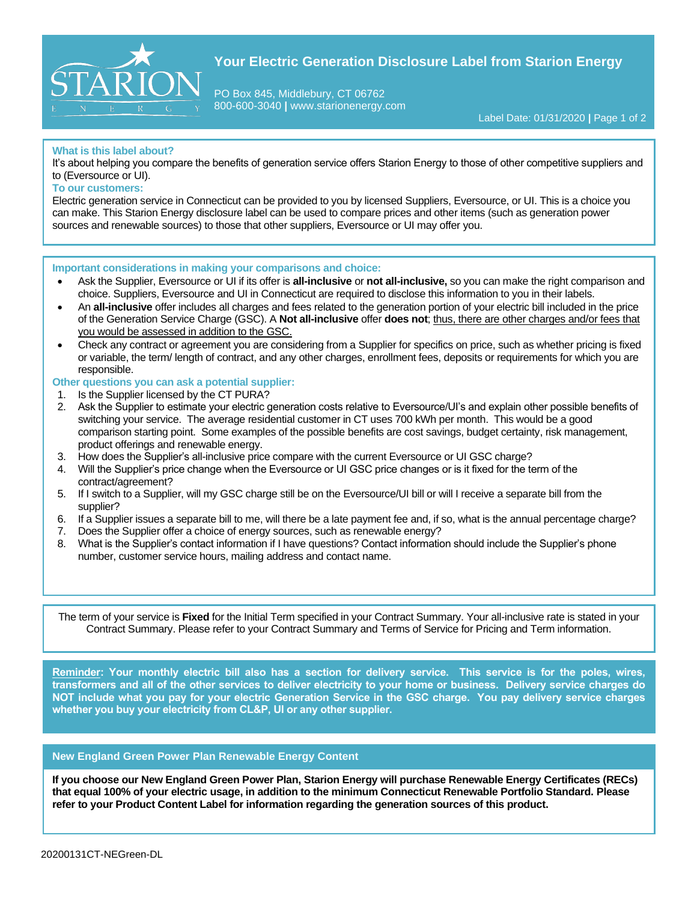# Your Electric Generation Disclosure Label from Starion Energy

PO Box 845, Middlebury, CT 06762
800-600-3040 | www.starionenergy.com

Label Date: 01/31/2020

### What is this label about?

It's about helping you compare the benefits of generation service offers Starion Energy to those of other competitive suppliers and to (Eversource or UI).

### To our customers:

Electric generation service in Connecticut can be provided to you by licensed Suppliers, Eversource, or UI. This is a choice you can make. This Starion Energy disclosure label can be used to compare prices and other items (such as generation power sources and renewable sources) to those that other suppliers, Eversource or UI may offer you.

### Important considerations in making your comparisons and choice:

- Ask the Supplier, Eversource or UI if its offer is **all-inclusive** or **not all-inclusive,** so you can make the right comparison and choice. Suppliers, Eversource and UI in Connecticut are required to disclose this information to you in their labels.
- An **all-inclusive** offer includes all charges and fees related to the generation portion of your electric bill included in the price of the Generation Service Charge (GSC). A **Not all-inclusive** offer **does not**; <u>thus, there are other charges and/or fees that you would be assessed in addition to the GSC.</u>
- Check any contract or agreement you are considering from a Supplier for specifics on price, such as whether pricing is fixed or variable, the term/ length of contract, and any other charges, enrollment fees, deposits or requirements for which you are responsible.

### Other questions you can ask a potential supplier:

1. Is the Supplier licensed by the CT PURA?
2. Ask the Supplier to estimate your electric generation costs relative to Eversource/UI's and explain other possible benefits of switching your service. The average residential customer in CT uses 700 kWh per month. This would be a good comparison starting point. Some examples of the possible benefits are cost savings, budget certainty, risk management, product offerings and renewable energy.
3. How does the Supplier's all-inclusive price compare with the current Eversource or UI GSC charge?
4. Will the Supplier's price change when the Eversource or UI GSC price changes or is it fixed for the term of the contract/agreement?
5. If I switch to a Supplier, will my GSC charge still be on the Eversource/UI bill or will I receive a separate bill from the supplier?
6. If a Supplier issues a separate bill to me, will there be a late payment fee and, if so, what is the annual percentage charge?
7. Does the Supplier offer a choice of energy sources, such as renewable energy?
8. What is the Supplier's contact information if I have questions? Contact information should include the Supplier's phone number, customer service hours, mailing address and contact name.

The term of your service is **Fixed** for the Initial Term specified in your Contract Summary. Your all-inclusive rate is stated in your Contract Summary. Please refer to your Contract Summary and Terms of Service for Pricing and Term information.

**<u>Reminder</u>: Your monthly electric bill also has a section for delivery service. This service is for the poles, wires, transformers and all of the other services to deliver electricity to your home or business. Delivery service charges do NOT include what you pay for your electric Generation Service in the GSC charge. You pay delivery service charges whether you buy your electricity from CL&P, UI or any other supplier.**

### New England Green Power Plan Renewable Energy Content

**If you choose our New England Green Power Plan, Starion Energy will purchase Renewable Energy Certificates (RECs) that equal 100% of your electric usage, in addition to the minimum Connecticut Renewable Portfolio Standard. Please refer to your Product Content Label for information regarding the generation sources of this product.**

20200131CT-NEGreen-DL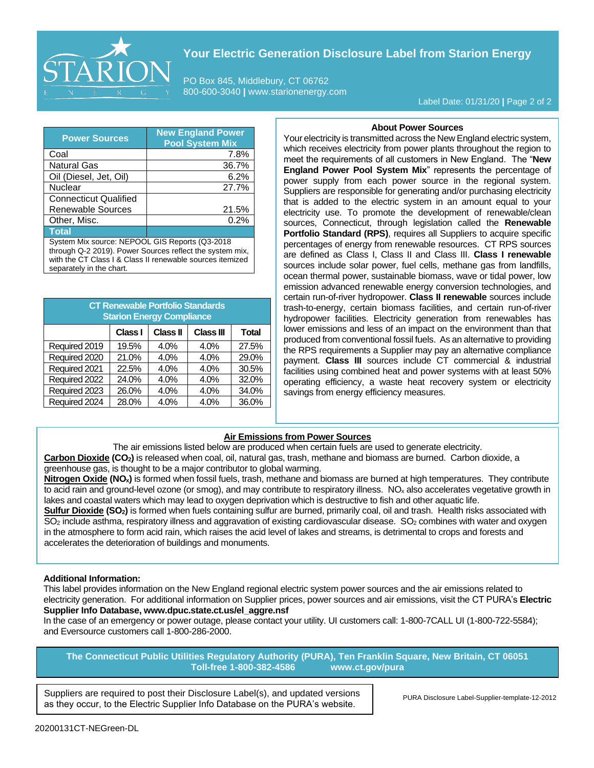# Your Electric Generation Disclosure Label from Starion Energy

PO Box 845, Middlebury, CT 06762
800-600-3040 | www.starionenergy.com

Label Date: 01/31/20

| Power Sources | New England Power Pool System Mix |
|---|---|
| Coal | 7.8% |
| Natural Gas | 36.7% |
| Oil (Diesel, Jet, Oil) | 6.2% |
| Nuclear | 27.7% |
| Connecticut Qualified Renewable Sources | 21.5% |
| Other, Misc. | 0.2% |
| **Total** | |

System Mix source: NEPOOL GIS Reports (Q3-2018 through Q-2 2019). Power Sources reflect the system mix, with the CT Class I & Class II renewable sources itemized separately in the chart.

**CT Renewable Portfolio Standards Starion Energy Compliance**

| | Class I | Class II | Class III | Total |
|---|---|---|---|---|
| Required 2019 | 19.5% | 4.0% | 4.0% | 27.5% |
| Required 2020 | 21.0% | 4.0% | 4.0% | 29.0% |
| Required 2021 | 22.5% | 4.0% | 4.0% | 30.5% |
| Required 2022 | 24.0% | 4.0% | 4.0% | 32.0% |
| Required 2023 | 26.0% | 4.0% | 4.0% | 34.0% |
| Required 2024 | 28.0% | 4.0% | 4.0% | 36.0% |

## About Power Sources

Your electricity is transmitted across the New England electric system, which receives electricity from power plants throughout the region to meet the requirements of all customers in New England. The "**New England Power Pool System Mix**" represents the percentage of power supply from each power source in the regional system. Suppliers are responsible for generating and/or purchasing electricity that is added to the electric system in an amount equal to your electricity use. To promote the development of renewable/clean sources, Connecticut, through legislation called the **Renewable Portfolio Standard (RPS)**, requires all Suppliers to acquire specific percentages of energy from renewable resources. CT RPS sources are defined as Class I, Class II and Class III. **Class I renewable** sources include solar power, fuel cells, methane gas from landfills, ocean thermal power, sustainable biomass, wave or tidal power, low emission advanced renewable energy conversion technologies, and certain run-of-river hydropower. **Class II renewable** sources include trash-to-energy, certain biomass facilities, and certain run-of-river hydropower facilities. Electricity generation from renewables has lower emissions and less of an impact on the environment than that produced from conventional fossil fuels. As an alternative to providing the RPS requirements a Supplier may pay an alternative compliance payment. **Class III** sources include CT commercial & industrial facilities using combined heat and power systems with at least 50% operating efficiency, a waste heat recovery system or electricity savings from energy efficiency measures.

## Air Emissions from Power Sources

The air emissions listed below are produced when certain fuels are used to generate electricity.

**Carbon Dioxide ($CO_2$)** is released when coal, oil, natural gas, trash, methane and biomass are burned. Carbon dioxide, a greenhouse gas, is thought to be a major contributor to global warming.

**Nitrogen Oxide ($NO_x$)** is formed when fossil fuels, trash, methane and biomass are burned at high temperatures. They contribute to acid rain and ground-level ozone (or smog), and may contribute to respiratory illness. $NO_x$ also accelerates vegetative growth in lakes and coastal waters which may lead to oxygen deprivation which is destructive to fish and other aquatic life.

**Sulfur Dioxide ($SO_2$)** is formed when fuels containing sulfur are burned, primarily coal, oil and trash. Health risks associated with $SO_2$ include asthma, respiratory illness and aggravation of existing cardiovascular disease. $SO_2$ combines with water and oxygen in the atmosphere to form acid rain, which raises the acid level of lakes and streams, is detrimental to crops and forests and accelerates the deterioration of buildings and monuments.

**Additional Information:**

This label provides information on the New England regional electric system power sources and the air emissions related to electricity generation. For additional information on Supplier prices, power sources and air emissions, visit the CT PURA's **Electric Supplier Info Database, www.dpuc.state.ct.us/el_aggre.nsf**

In the case of an emergency or power outage, please contact your utility. UI customers call: 1-800-7CALL UI (1-800-722-5584); and Eversource customers call 1-800-286-2000.

**The Connecticut Public Utilities Regulatory Authority (PURA), Ten Franklin Square, New Britain, CT 06051**
**Toll-free 1-800-382-4586 www.ct.gov/pura**

Suppliers are required to post their Disclosure Label(s), and updated versions as they occur, to the Electric Supplier Info Database on the PURA's website.

PURA Disclosure Label-Supplier-template-12-2012

20200131CT-NEGreen-DL